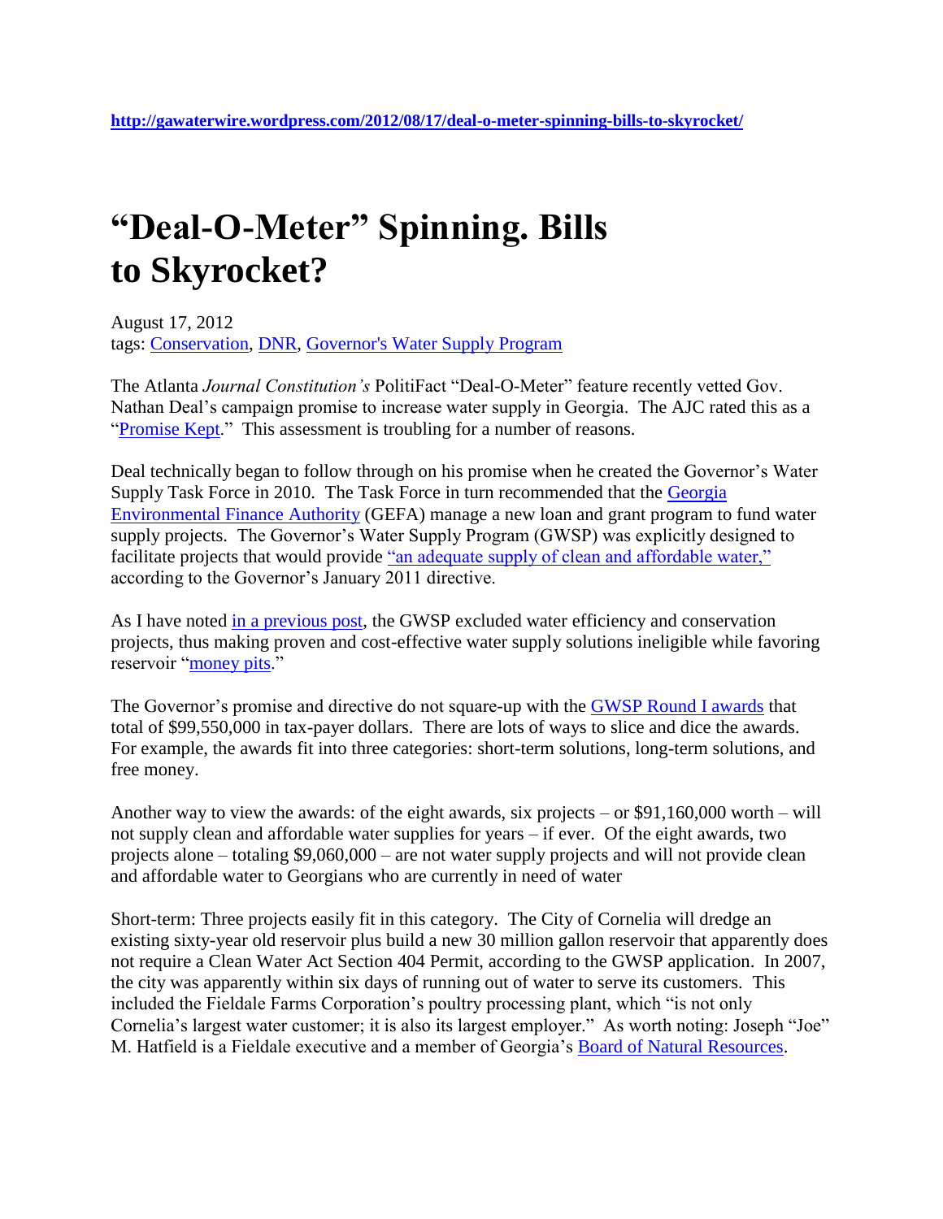**http://gawaterwire.wordpress.com/2012/08/17/deal-o-meter-spinning-bills-to-skyrocket/**

# "Deal-O-Meter" Spinning. Bills to Skyrocket?

August 17, 2012
tags: Conservation, DNR, Governor's Water Supply Program

The Atlanta *Journal Constitution's* PolitiFact "Deal-O-Meter" feature recently vetted Gov. Nathan Deal's campaign promise to increase water supply in Georgia. The AJC rated this as a "Promise Kept." This assessment is troubling for a number of reasons.

Deal technically began to follow through on his promise when he created the Governor's Water Supply Task Force in 2010. The Task Force in turn recommended that the Georgia Environmental Finance Authority (GEFA) manage a new loan and grant program to fund water supply projects. The Governor's Water Supply Program (GWSP) was explicitly designed to facilitate projects that would provide "an adequate supply of clean and affordable water," according to the Governor's January 2011 directive.

As I have noted in a previous post, the GWSP excluded water efficiency and conservation projects, thus making proven and cost-effective water supply solutions ineligible while favoring reservoir "money pits."

The Governor's promise and directive do not square-up with the GWSP Round I awards that total of $99,550,000 in tax-payer dollars. There are lots of ways to slice and dice the awards. For example, the awards fit into three categories: short-term solutions, long-term solutions, and free money.

Another way to view the awards: of the eight awards, six projects – or $91,160,000 worth – will not supply clean and affordable water supplies for years – if ever. Of the eight awards, two projects alone – totaling $9,060,000 – are not water supply projects and will not provide clean and affordable water to Georgians who are currently in need of water

Short-term: Three projects easily fit in this category. The City of Cornelia will dredge an existing sixty-year old reservoir plus build a new 30 million gallon reservoir that apparently does not require a Clean Water Act Section 404 Permit, according to the GWSP application. In 2007, the city was apparently within six days of running out of water to serve its customers. This included the Fieldale Farms Corporation's poultry processing plant, which "is not only Cornelia's largest water customer; it is also its largest employer." As worth noting: Joseph "Joe" M. Hatfield is a Fieldale executive and a member of Georgia's Board of Natural Resources.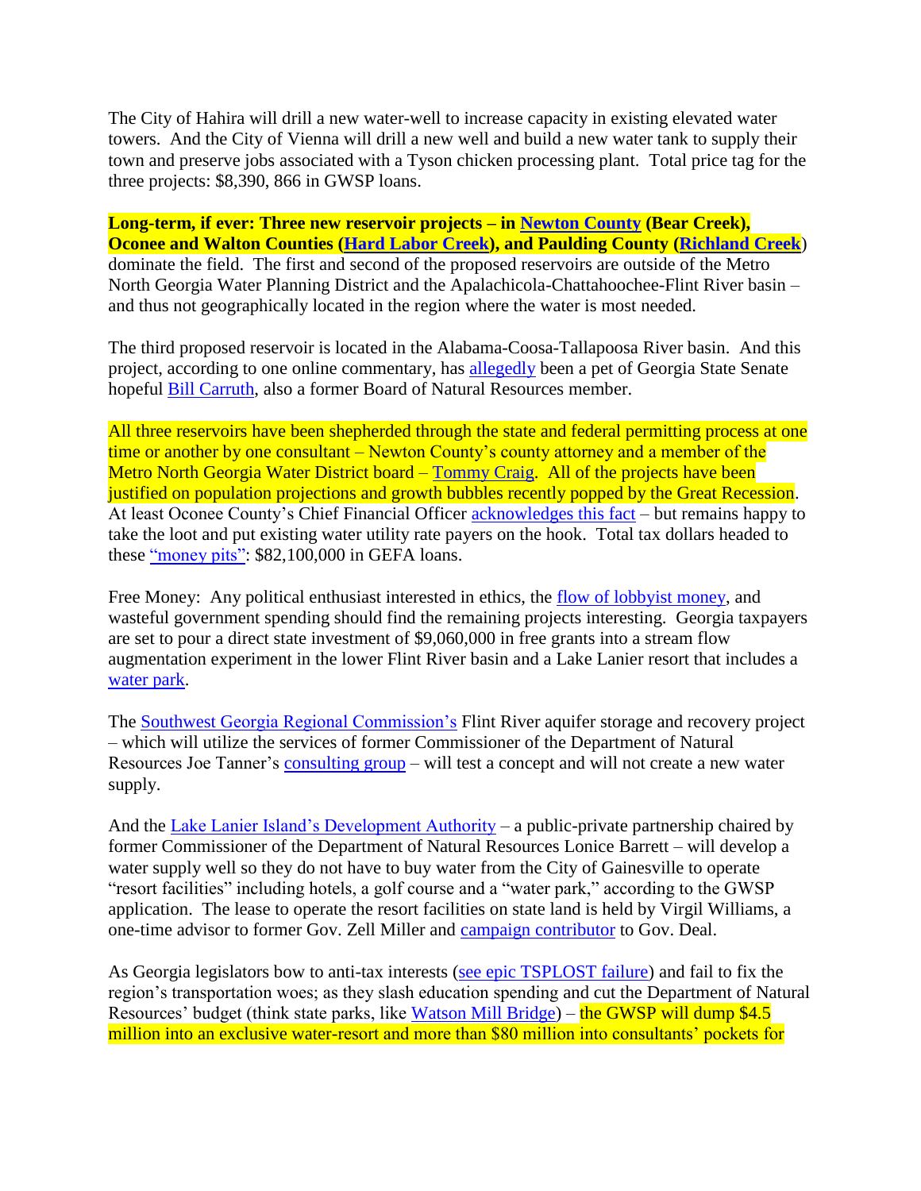The City of Hahira will drill a new water-well to increase capacity in existing elevated water towers. And the City of Vienna will drill a new well and build a new water tank to supply their town and preserve jobs associated with a Tyson chicken processing plant. Total price tag for the three projects: $8,390, 866 in GWSP loans.

**Long-term, if ever: Three new reservoir projects – in Newton County (Bear Creek), Oconee and Walton Counties (Hard Labor Creek), and Paulding County (Richland Creek)** dominate the field. The first and second of the proposed reservoirs are outside of the Metro North Georgia Water Planning District and the Apalachicola-Chattahoochee-Flint River basin – and thus not geographically located in the region where the water is most needed.

The third proposed reservoir is located in the Alabama-Coosa-Tallapoosa River basin. And this project, according to one online commentary, has allegedly been a pet of Georgia State Senate hopeful Bill Carruth, also a former Board of Natural Resources member.

All three reservoirs have been shepherded through the state and federal permitting process at one time or another by one consultant – Newton County's county attorney and a member of the Metro North Georgia Water District board – Tommy Craig. All of the projects have been justified on population projections and growth bubbles recently popped by the Great Recession. At least Oconee County's Chief Financial Officer acknowledges this fact – but remains happy to take the loot and put existing water utility rate payers on the hook. Total tax dollars headed to these "money pits": $82,100,000 in GEFA loans.

Free Money: Any political enthusiast interested in ethics, the flow of lobbyist money, and wasteful government spending should find the remaining projects interesting. Georgia taxpayers are set to pour a direct state investment of $9,060,000 in free grants into a stream flow augmentation experiment in the lower Flint River basin and a Lake Lanier resort that includes a water park.

The Southwest Georgia Regional Commission's Flint River aquifer storage and recovery project – which will utilize the services of former Commissioner of the Department of Natural Resources Joe Tanner's consulting group – will test a concept and will not create a new water supply.

And the Lake Lanier Island's Development Authority – a public-private partnership chaired by former Commissioner of the Department of Natural Resources Lonice Barrett – will develop a water supply well so they do not have to buy water from the City of Gainesville to operate "resort facilities" including hotels, a golf course and a "water park," according to the GWSP application. The lease to operate the resort facilities on state land is held by Virgil Williams, a one-time advisor to former Gov. Zell Miller and campaign contributor to Gov. Deal.

As Georgia legislators bow to anti-tax interests (see epic TSPLOST failure) and fail to fix the region's transportation woes; as they slash education spending and cut the Department of Natural Resources' budget (think state parks, like Watson Mill Bridge) – the GWSP will dump $4.5 million into an exclusive water-resort and more than $80 million into consultants' pockets for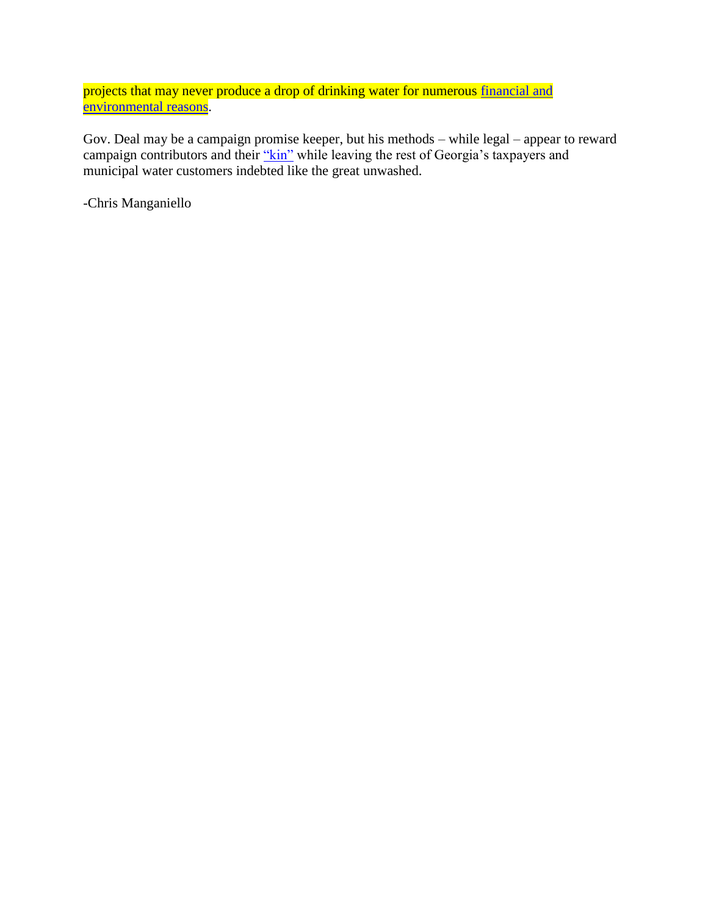projects that may never produce a drop of drinking water for numerous financial and environmental reasons.

Gov. Deal may be a campaign promise keeper, but his methods – while legal – appear to reward campaign contributors and their "kin" while leaving the rest of Georgia's taxpayers and municipal water customers indebted like the great unwashed.

-Chris Manganiello